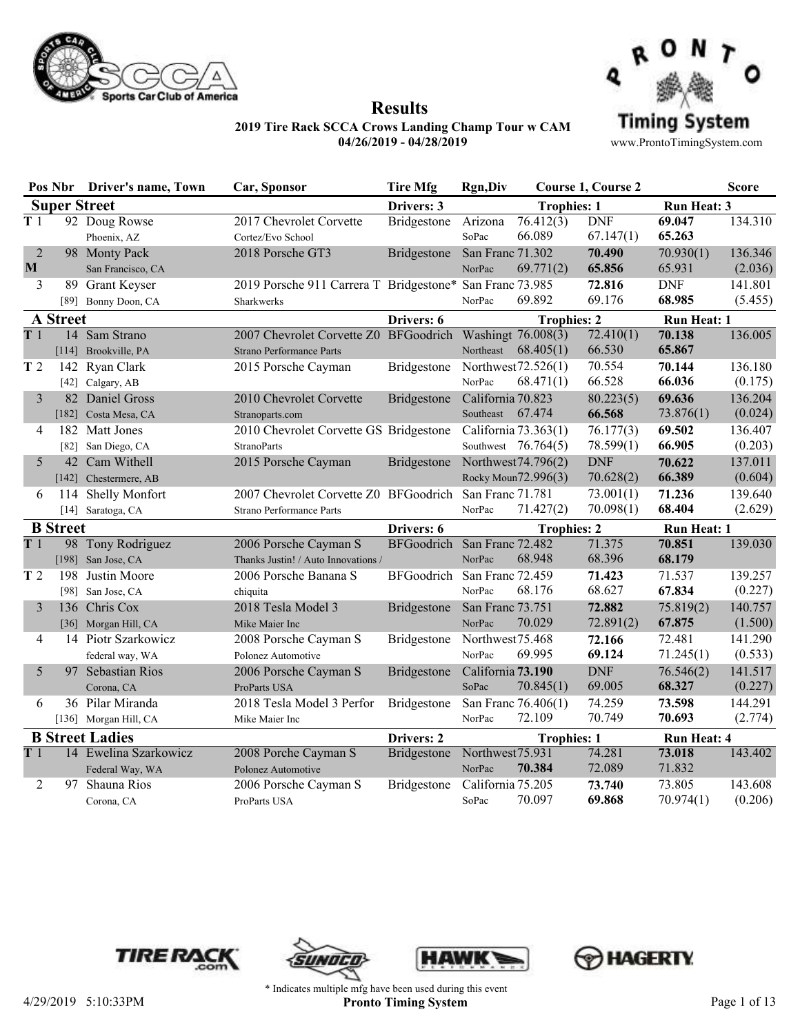# Results

**2019 Tire Rack SCCA Crows Landing Champ Tour w CAM**

**04/26/2019 - 04/28/2019**

www.ProntoTimingSystem.com

| Pos | Nbr | Driver's name, Town | Car, Sponsor | Tire Mfg | Rgn,Div | Course 1 | Course 2 | | Score |
|---|---|---|---|---|---|---|---|---|---|
| **Super Street** | | | | **Drivers: 3** | | **Trophies: 1** | | **Run Heat: 3** | |
| T 1 | 92 | Doug Rowse | 2017 Chevrolet Corvette | Bridgestone | Arizona | 76.412(3) | DNF | **69.047** | 134.310 |
| | | Phoenix, AZ | Cortez/Evo School | | SoPac | 66.089 | 67.147(1) | **65.263** | |
| 2 M | 98 | Monty Pack | 2018 Porsche GT3 | Bridgestone | San Franc | 71.302 | **70.490** | 70.930(1) | 136.346 |
| | | San Francisco, CA | | | NorPac | 69.771(2) | **65.856** | 65.931 | (2.036) |
| 3 | 89 | Grant Keyser | 2019 Porsche 911 Carrera T | Bridgestone* | San Franc | 73.985 | **72.816** | DNF | 141.801 |
| | [89] | Bonny Doon, CA | Sharkwerks | | NorPac | 69.892 | 69.176 | **68.985** | (5.455) |
| **A Street** | | | | **Drivers: 6** | | **Trophies: 2** | | **Run Heat: 1** | |
| T 1 | 14 | Sam Strano | 2007 Chevrolet Corvette Z0 | BFGoodrich | Washingt | 76.008(3) | 72.410(1) | **70.138** | 136.005 |
| | [114] | Brookville, PA | Strano Performance Parts | | Northeast | 68.405(1) | 66.530 | **65.867** | |
| T 2 | 142 | Ryan Clark | 2015 Porsche Cayman | Bridgestone | Northwest | 72.526(1) | 70.554 | **70.144** | 136.180 |
| | [42] | Calgary, AB | | | NorPac | 68.471(1) | 66.528 | **66.036** | (0.175) |
| 3 | 82 | Daniel Gross | 2010 Chevrolet Corvette | Bridgestone | California | 70.823 | 80.223(5) | **69.636** | 136.204 |
| | [182] | Costa Mesa, CA | Stranoparts.com | | Southeast | 67.474 | **66.568** | 73.876(1) | (0.024) |
| 4 | 182 | Matt Jones | 2010 Chevrolet Corvette GS | Bridgestone | California | 73.363(1) | 76.177(3) | **69.502** | 136.407 |
| | [82] | San Diego, CA | StranoParts | | Southwest | 76.764(5) | 78.599(1) | **66.905** | (0.203) |
| 5 | 42 | Cam Withell | 2015 Porsche Cayman | Bridgestone | Northwest | 74.796(2) | DNF | **70.622** | 137.011 |
| | [142] | Chestermere, AB | | | Rocky Moun | 72.996(3) | 70.628(2) | **66.389** | (0.604) |
| 6 | 114 | Shelly Monfort | 2007 Chevrolet Corvette Z0 | BFGoodrich | San Franc | 71.781 | 73.001(1) | **71.236** | 139.640 |
| | [14] | Saratoga, CA | Strano Performance Parts | | NorPac | 71.427(2) | 70.098(1) | **68.404** | (2.629) |
| **B Street** | | | | **Drivers: 6** | | **Trophies: 2** | | **Run Heat: 1** | |
| T 1 | 98 | Tony Rodriguez | 2006 Porsche Cayman S | BFGoodrich | San Franc | 72.482 | 71.375 | **70.851** | 139.030 |
| | [198] | San Jose, CA | Thanks Justin! / Auto Innovations / | | NorPac | 68.948 | 68.396 | **68.179** | |
| T 2 | 198 | Justin Moore | 2006 Porsche Banana S | BFGoodrich | San Franc | 72.459 | **71.423** | 71.537 | 139.257 |
| | [98] | San Jose, CA | chiquita | | NorPac | 68.176 | 68.627 | **67.834** | (0.227) |
| 3 | 136 | Chris Cox | 2018 Tesla Model 3 | Bridgestone | San Franc | 73.751 | **72.882** | 75.819(2) | 140.757 |
| | [36] | Morgan Hill, CA | Mike Maier Inc | | NorPac | 70.029 | 72.891(2) | **67.875** | (1.500) |
| 4 | 14 | Piotr Szarkowicz | 2008 Porsche Cayman S | Bridgestone | Northwest | 75.468 | **72.166** | 72.481 | 141.290 |
| | | federal way, WA | Polonez Automotive | | NorPac | 69.995 | **69.124** | 71.245(1) | (0.533) |
| 5 | 97 | Sebastian Rios | 2006 Porsche Cayman S | Bridgestone | California | **73.190** | DNF | 76.546(2) | 141.517 |
| | | Corona, CA | ProParts USA | | SoPac | 70.845(1) | 69.005 | **68.327** | (0.227) |
| 6 | 36 | Pilar Miranda | 2018 Tesla Model 3 Perfor | Bridgestone | San Franc | 76.406(1) | 74.259 | **73.598** | 144.291 |
| | [136] | Morgan Hill, CA | Mike Maier Inc | | NorPac | 72.109 | 70.749 | **70.693** | (2.774) |
| **B Street Ladies** | | | | **Drivers: 2** | | **Trophies: 1** | | **Run Heat: 4** | |
| T 1 | 14 | Ewelina Szarkowicz | 2008 Porche Cayman S | Bridgestone | Northwest | 75.931 | 74.281 | **73.018** | 143.402 |
| | | Federal Way, WA | Polonez Automotive | | NorPac | **70.384** | 72.089 | 71.832 | |
| 2 | 97 | Shauna Rios | 2006 Porsche Cayman S | Bridgestone | California | 75.205 | **73.740** | 73.805 | 143.608 |
| | | Corona, CA | ProParts USA | | SoPac | 70.097 | **69.868** | 70.974(1) | (0.206) |

\* Indicates multiple mfg have been used during this event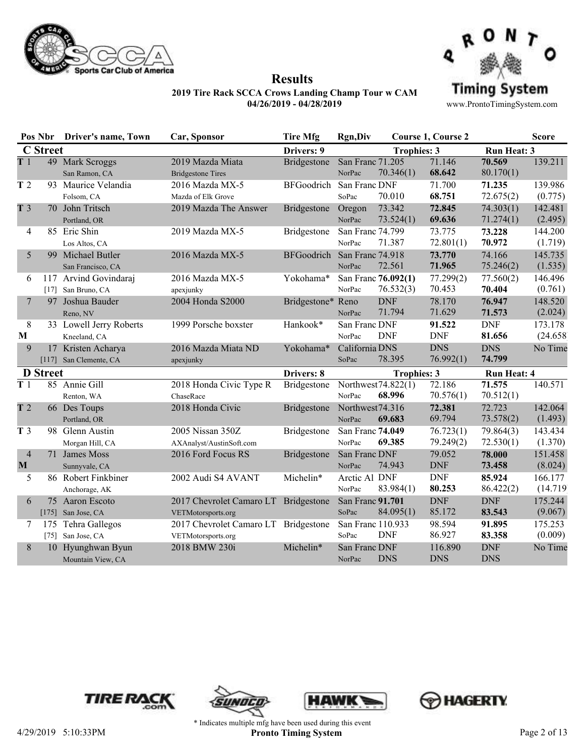# Results

**2019 Tire Rack SCCA Crows Landing Champ Tour w CAM**
**04/26/2019 - 04/28/2019**

www.ProntoTimingSystem.com

| Pos | Nbr | Driver's name, Town | Car, Sponsor | Tire Mfg | Rgn,Div | Course 1, Course 2 | | | Score |
|---|---|---|---|---|---|---|---|---|---|
| **C Street** | | | | **Drivers: 9** | | **Trophies: 3** | | **Run Heat: 3** | |
| T 1 | 49 | Mark Scroggs | 2019 Mazda Miata | Bridgestone | San Franc | 71.205 | 71.146 | **70.569** | 139.211 |
| | | San Ramon, CA | Bridgestone Tires | | NorPac | 70.346(1) | **68.642** | 80.170(1) | |
| T 2 | 93 | Maurice Velandia | 2016 Mazda MX-5 | BFGoodrich | San Franc | DNF | 71.700 | **71.235** | 139.986 |
| | | Folsom, CA | Mazda of Elk Grove | | SoPac | 70.010 | **68.751** | 72.675(2) | (0.775) |
| T 3 | 70 | John Tritsch | 2019 Mazda The Answer | Bridgestone | Oregon | 73.342 | **72.845** | 74.303(1) | 142.481 |
| | | Portland, OR | | | NorPac | 73.524(1) | **69.636** | 71.274(1) | (2.495) |
| 4 | 85 | Eric Shin | 2019 Mazda MX-5 | Bridgestone | San Franc | 74.799 | 73.775 | **73.228** | 144.200 |
| | | Los Altos, CA | | | NorPac | 71.387 | 72.801(1) | **70.972** | (1.719) |
| 5 | 99 | Michael Butler | 2016 Mazda MX-5 | BFGoodrich | San Franc | 74.918 | **73.770** | 74.166 | 145.735 |
| | | San Francisco, CA | | | NorPac | 72.561 | **71.965** | 75.246(2) | (1.535) |
| 6 | 117 | Arvind Govindaraj | 2016 Mazda MX-5 | Yokohama* | San Franc | **76.092(1)** | 77.299(2) | 77.560(2) | 146.496 |
| | [17] | San Bruno, CA | apexjunky | | NorPac | 76.532(3) | 70.453 | **70.404** | (0.761) |
| 7 | 97 | Joshua Bauder | 2004 Honda S2000 | Bridgestone* | Reno | DNF | 78.170 | **76.947** | 148.520 |
| | | Reno, NV | | | NorPac | 71.794 | 71.629 | **71.573** | (2.024) |
| 8 M | 33 | Lowell Jerry Roberts | 1999 Porsche boxster | Hankook* | San Franc | DNF | **91.522** | DNF | 173.178 |
| | | Kneeland, CA | | | NorPac | DNF | DNF | **81.656** | (24.658) |
| 9 | 17 | Kristen Acharya | 2016 Mazda Miata ND | Yokohama* | California | DNS | DNS | DNS | No Time |
| | [117] | San Clemente, CA | apexjunky | | SoPac | 78.395 | 76.992(1) | **74.799** | |
| **D Street** | | | | **Drivers: 8** | | **Trophies: 3** | | **Run Heat: 4** | |
| T 1 | 85 | Annie Gill | 2018 Honda Civic Type R | Bridgestone | Northwest | 74.822(1) | 72.186 | **71.575** | 140.571 |
| | | Renton, WA | ChaseRace | | NorPac | **68.996** | 70.576(1) | 70.512(1) | |
| T 2 | 66 | Des Toups | 2018 Honda Civic | Bridgestone | Northwest | 74.316 | **72.381** | 72.723 | 142.064 |
| | | Portland, OR | | | NorPac | **69.683** | 69.794 | 73.578(2) | (1.493) |
| T 3 | 98 | Glenn Austin | 2005 Nissan 350Z | Bridgestone | San Franc | **74.049** | 76.723(1) | 79.864(3) | 143.434 |
| | | Morgan Hill, CA | AXAnalyst/AustinSoft.com | | NorPac | **69.385** | 79.249(2) | 72.530(1) | (1.370) |
| 4 M | 71 | James Moss | 2016 Ford Focus RS | Bridgestone | San Franc | DNF | 79.052 | **78.000** | 151.458 |
| | | Sunnyvale, CA | | | NorPac | 74.943 | DNF | **73.458** | (8.024) |
| 5 | 86 | Robert Finkbiner | 2002 Audi S4 AVANT | Michelin* | Arctic Al | DNF | DNF | **85.924** | 166.177 |
| | | Anchorage, AK | | | NorPac | 83.984(1) | **80.253** | 86.422(2) | (14.719) |
| 6 | 75 | Aaron Escoto | 2017 Chevrolet Camaro LT | Bridgestone | San Franc | **91.701** | DNF | DNF | 175.244 |
| | [175] | San Jose, CA | VETMotorsports.org | | SoPac | 84.095(1) | 85.172 | **83.543** | (9.067) |
| 7 | 175 | Tehra Gallegos | 2017 Chevrolet Camaro LT | Bridgestone | San Franc | 110.933 | 98.594 | **91.895** | 175.253 |
| | [75] | San Jose, CA | VETMotorsports.org | | SoPac | DNF | 86.927 | **83.358** | (0.009) |
| 8 | 10 | Hyunghwan Byun | 2018 BMW 230i | Michelin* | San Franc | DNF | 116.890 | DNF | No Time |
| | | Mountain View, CA | | | NorPac | DNS | DNS | DNS | |

\* Indicates multiple mfg have been used during this event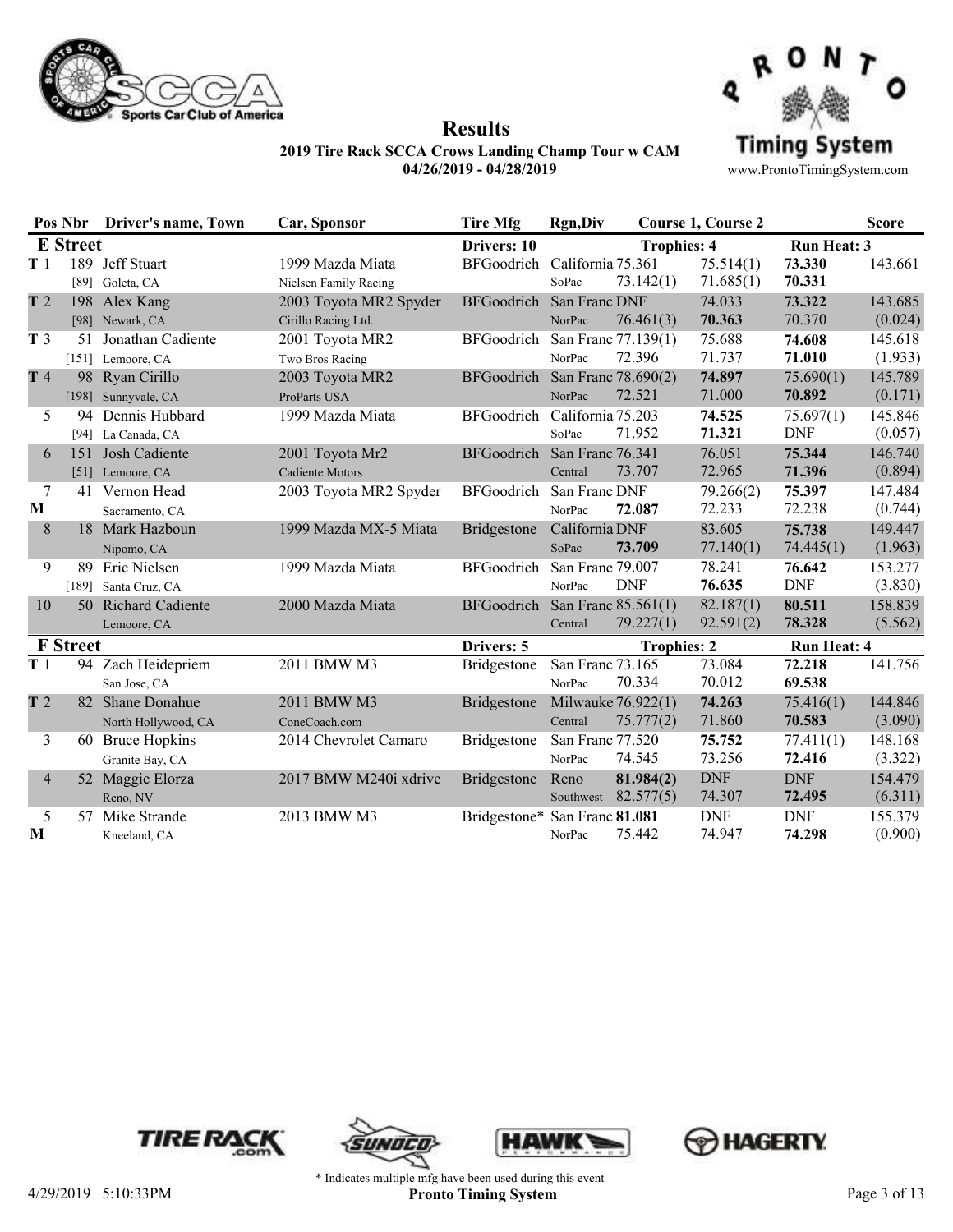# Results

**2019 Tire Rack SCCA Crows Landing Champ Tour w CAM**
**04/26/2019 - 04/28/2019**

www.ProntoTimingSystem.com

| Pos | Nbr | Driver's name, Town | Car, Sponsor | Tire Mfg | Rgn,Div | Course 1 | Course 2 | | Score |
|---|---|---|---|---|---|---|---|---|---|
| **E Street** | | | | **Drivers: 10** | | **Trophies: 4** | | **Run Heat: 3** | |
| T 1 | 189 | Jeff Stuart | 1999 Mazda Miata | BFGoodrich | California | 75.361 | 75.514(1) | **73.330** | 143.661 |
| | [89] | Goleta, CA | Nielsen Family Racing | | SoPac | 73.142(1) | 71.685(1) | **70.331** | |
| T 2 | 198 | Alex Kang | 2003 Toyota MR2 Spyder | BFGoodrich | San Franc | DNF | 74.033 | **73.322** | 143.685 |
| | [98] | Newark, CA | Cirillo Racing Ltd. | | NorPac | 76.461(3) | **70.363** | 70.370 | (0.024) |
| T 3 | 51 | Jonathan Cadiente | 2001 Toyota MR2 | BFGoodrich | San Franc | 77.139(1) | 75.688 | **74.608** | 145.618 |
| | [151] | Lemoore, CA | Two Bros Racing | | NorPac | 72.396 | 71.737 | **71.010** | (1.933) |
| T 4 | 98 | Ryan Cirillo | 2003 Toyota MR2 | BFGoodrich | San Franc | 78.690(2) | **74.897** | 75.690(1) | 145.789 |
| | [198] | Sunnyvale, CA | ProParts USA | | NorPac | 72.521 | 71.000 | **70.892** | (0.171) |
| 5 | 94 | Dennis Hubbard | 1999 Mazda Miata | BFGoodrich | California | 75.203 | **74.525** | 75.697(1) | 145.846 |
| | [94] | La Canada, CA | | | SoPac | 71.952 | **71.321** | DNF | (0.057) |
| 6 | 151 | Josh Cadiente | 2001 Toyota Mr2 | BFGoodrich | San Franc | 76.341 | 76.051 | **75.344** | 146.740 |
| | [51] | Lemoore, CA | Cadiente Motors | | Central | 73.707 | 72.965 | **71.396** | (0.894) |
| 7 | 41 | Vernon Head | 2003 Toyota MR2 Spyder | BFGoodrich | San Franc | DNF | 79.266(2) | **75.397** | 147.484 |
| M | | Sacramento, CA | | | NorPac | **72.087** | 72.233 | 72.238 | (0.744) |
| 8 | 18 | Mark Hazboun | 1999 Mazda MX-5 Miata | Bridgestone | California | DNF | 83.605 | **75.738** | 149.447 |
| | | Nipomo, CA | | | SoPac | **73.709** | 77.140(1) | 74.445(1) | (1.963) |
| 9 | 89 | Eric Nielsen | 1999 Mazda Miata | BFGoodrich | San Franc | 79.007 | 78.241 | **76.642** | 153.277 |
| | [189] | Santa Cruz, CA | | | NorPac | DNF | **76.635** | DNF | (3.830) |
| 10 | 50 | Richard Cadiente | 2000 Mazda Miata | BFGoodrich | San Franc | 85.561(1) | 82.187(1) | **80.511** | 158.839 |
| | | Lemoore, CA | | | Central | 79.227(1) | 92.591(2) | **78.328** | (5.562) |
| **F Street** | | | | **Drivers: 5** | | **Trophies: 2** | | **Run Heat: 4** | |
| T 1 | 94 | Zach Heidepriem | 2011 BMW M3 | Bridgestone | San Franc | 73.165 | 73.084 | **72.218** | 141.756 |
| | | San Jose, CA | | | NorPac | 70.334 | 70.012 | **69.538** | |
| T 2 | 82 | Shane Donahue | 2011 BMW M3 | Bridgestone | Milwauke | 76.922(1) | **74.263** | 75.416(1) | 144.846 |
| | | North Hollywood, CA | ConeCoach.com | | Central | 75.777(2) | 71.860 | **70.583** | (3.090) |
| 3 | 60 | Bruce Hopkins | 2014 Chevrolet Camaro | Bridgestone | San Franc | 77.520 | **75.752** | 77.411(1) | 148.168 |
| | | Granite Bay, CA | | | NorPac | 74.545 | 73.256 | **72.416** | (3.322) |
| 4 | 52 | Maggie Elorza | 2017 BMW M240i xdrive | Bridgestone | Reno | **81.984(2)** | DNF | DNF | 154.479 |
| | | Reno, NV | | | Southwest | 82.577(5) | 74.307 | **72.495** | (6.311) |
| 5 | 57 | Mike Strande | 2013 BMW M3 | Bridgestone* | San Franc | **81.081** | DNF | DNF | 155.379 |
| M | | Kneeland, CA | | | NorPac | 75.442 | 74.947 | **74.298** | (0.900) |

\* Indicates multiple mfg have been used during this event

4/29/2019 5:10:33PM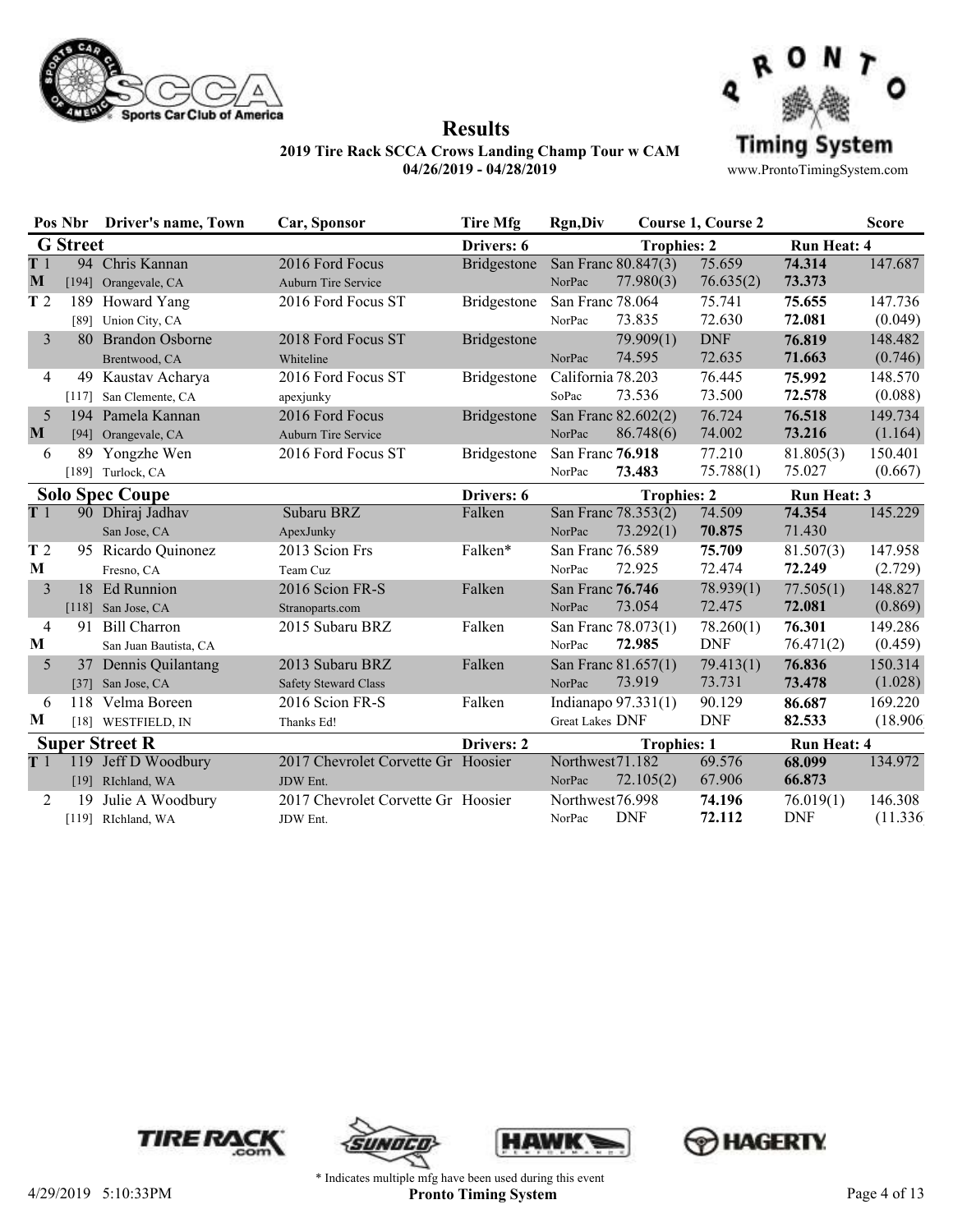# Results

**2019 Tire Rack SCCA Crows Landing Champ Tour w CAM**
**04/26/2019 - 04/28/2019**

www.ProntoTimingSystem.com

| Pos | Nbr | Driver's name, Town | Car, Sponsor | Tire Mfg | Rgn,Div | Course 1 | Course 2 | | Score |
|---|---|---|---|---|---|---|---|---|---|
| **G Street** | | | | Drivers: 6 | | Trophies: 2 | | Run Heat: 4 | |
| T 1 | 94 | Chris Kannan | 2016 Ford Focus | Bridgestone | San Franc | 80.847(3) | 75.659 | **74.314** | 147.687 |
| M | [194] | Orangevale, CA | Auburn Tire Service | | NorPac | 77.980(3) | 76.635(2) | **73.373** | |
| T 2 | 189 | Howard Yang | 2016 Ford Focus ST | Bridgestone | San Franc | 78.064 | 75.741 | **75.655** | 147.736 |
| | [89] | Union City, CA | | | NorPac | 73.835 | 72.630 | **72.081** | (0.049) |
| 3 | 80 | Brandon Osborne | 2018 Ford Focus ST | Bridgestone | | 79.909(1) | DNF | **76.819** | 148.482 |
| | | Brentwood, CA | Whiteline | | NorPac | 74.595 | 72.635 | **71.663** | (0.746) |
| 4 | 49 | Kaustav Acharya | 2016 Ford Focus ST | Bridgestone | California | 78.203 | 76.445 | **75.992** | 148.570 |
| | [117] | San Clemente, CA | apexjunky | | SoPac | 73.536 | 73.500 | **72.578** | (0.088) |
| 5 | 194 | Pamela Kannan | 2016 Ford Focus | Bridgestone | San Franc | 82.602(2) | 76.724 | **76.518** | 149.734 |
| M | [94] | Orangevale, CA | Auburn Tire Service | | NorPac | 86.748(6) | 74.002 | **73.216** | (1.164) |
| 6 | 89 | Yongzhe Wen | 2016 Ford Focus ST | Bridgestone | San Franc | **76.918** | 77.210 | 81.805(3) | 150.401 |
| | [189] | Turlock, CA | | | NorPac | **73.483** | 75.788(1) | 75.027 | (0.667) |
| **Solo Spec Coupe** | | | | Drivers: 6 | | Trophies: 2 | | Run Heat: 3 | |
| T 1 | 90 | Dhiraj Jadhav | Subaru BRZ | Falken | San Franc | 78.353(2) | 74.509 | **74.354** | 145.229 |
| | | San Jose, CA | ApexJunky | | NorPac | 73.292(1) | **70.875** | 71.430 | |
| T 2 | 95 | Ricardo Quinonez | 2013 Scion Frs | Falken* | San Franc | 76.589 | **75.709** | 81.507(3) | 147.958 |
| M | | Fresno, CA | Team Cuz | | NorPac | 72.925 | 72.474 | **72.249** | (2.729) |
| 3 | 18 | Ed Runnion | 2016 Scion FR-S | Falken | San Franc | **76.746** | 78.939(1) | 77.505(1) | 148.827 |
| | [118] | San Jose, CA | Stranoparts.com | | NorPac | 73.054 | 72.475 | **72.081** | (0.869) |
| 4 | 91 | Bill Charron | 2015 Subaru BRZ | Falken | San Franc | 78.073(1) | 78.260(1) | **76.301** | 149.286 |
| M | | San Juan Bautista, CA | | | NorPac | **72.985** | DNF | 76.471(2) | (0.459) |
| 5 | 37 | Dennis Quilantang | 2013 Subaru BRZ | Falken | San Franc | 81.657(1) | 79.413(1) | **76.836** | 150.314 |
| | [37] | San Jose, CA | Safety Steward Class | | NorPac | 73.919 | 73.731 | **73.478** | (1.028) |
| 6 | 118 | Velma Boreen | 2016 Scion FR-S | Falken | Indianapo | 97.331(1) | 90.129 | **86.687** | 169.220 |
| M | [18] | WESTFIELD, IN | Thanks Ed! | | Great Lakes | DNF | DNF | **82.533** | (18.906) |
| **Super Street R** | | | | Drivers: 2 | | Trophies: 1 | | Run Heat: 4 | |
| T 1 | 119 | Jeff D Woodbury | 2017 Chevrolet Corvette Gr | Hoosier | Northwest | 71.182 | 69.576 | **68.099** | 134.972 |
| | [19] | RIchland, WA | JDW Ent. | | NorPac | 72.105(2) | 67.906 | **66.873** | |
| 2 | 19 | Julie A Woodbury | 2017 Chevrolet Corvette Gr | Hoosier | Northwest | 76.998 | **74.196** | 76.019(1) | 146.308 |
| | [119] | RIchland, WA | JDW Ent. | | NorPac | DNF | **72.112** | DNF | (11.336) |

\* Indicates multiple mfg have been used during this event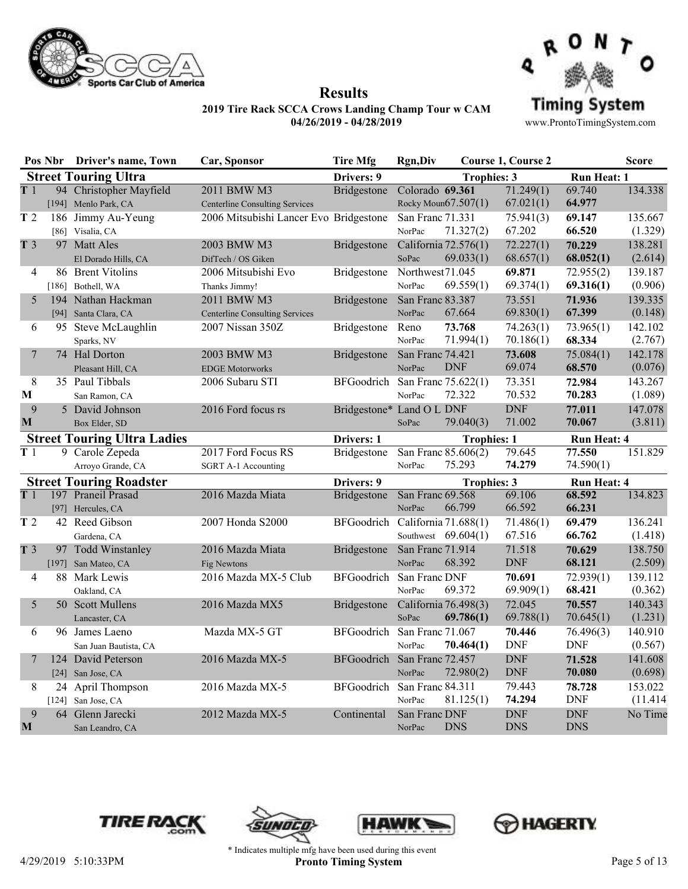# Results

**2019 Tire Rack SCCA Crows Landing Champ Tour w CAM**
**04/26/2019 - 04/28/2019**

www.ProntoTimingSystem.com

| Pos | Nbr | Driver's name, Town | Car, Sponsor | Tire Mfg | Rgn,Div | Course 1, Course 2 | | | Score |
|---|---|---|---|---|---|---|---|---|---|
| **Street Touring Ultra** | | | | **Drivers: 9** | | **Trophies: 3** | | **Run Heat: 1** | |
| T 1 | 94 | Christopher Mayfield | 2011 BMW M3 | Bridgestone | Colorado | **69.361** | 71.249(1) | 69.740 | 134.338 |
| | [194] | Menlo Park, CA | Centerline Consulting Services | | Rocky Moun | 67.507(1) | 67.021(1) | **64.977** | |
| T 2 | 186 | Jimmy Au-Yeung | 2006 Mitsubishi Lancer Evo | Bridgestone | San Franc | 71.331 | 75.941(3) | **69.147** | 135.667 |
| | [86] | Visalia, CA | | | NorPac | 71.327(2) | 67.202 | **66.520** | (1.329) |
| T 3 | 97 | Matt Ales | 2003 BMW M3 | Bridgestone | California | 72.576(1) | 72.227(1) | **70.229** | 138.281 |
| | | El Dorado Hills, CA | DifTech / OS Giken | | SoPac | 69.033(1) | 68.657(1) | **68.052(1)** | (2.614) |
| 4 | 86 | Brent Vitolins | 2006 Mitsubishi Evo | Bridgestone | Northwest | 71.045 | **69.871** | 72.955(2) | 139.187 |
| | [186] | Bothell, WA | Thanks Jimmy! | | NorPac | 69.559(1) | 69.374(1) | **69.316(1)** | (0.906) |
| 5 | 194 | Nathan Hackman | 2011 BMW M3 | Bridgestone | San Franc | 83.387 | 73.551 | **71.936** | 139.335 |
| | [94] | Santa Clara, CA | Centerline Consulting Services | | NorPac | 67.664 | 69.830(1) | **67.399** | (0.148) |
| 6 | 95 | Steve McLaughlin | 2007 Nissan 350Z | Bridgestone | Reno | **73.768** | 74.263(1) | 73.965(1) | 142.102 |
| | | Sparks, NV | | | NorPac | 71.994(1) | 70.186(1) | **68.334** | (2.767) |
| 7 | 74 | Hal Dorton | 2003 BMW M3 | Bridgestone | San Franc | 74.421 | **73.608** | 75.084(1) | 142.178 |
| | | Pleasant Hill, CA | EDGE Motorworks | | NorPac | DNF | 69.074 | **68.570** | (0.076) |
| 8 | 35 | Paul Tibbals | 2006 Subaru STI | BFGoodrich | San Franc | 75.622(1) | 73.351 | **72.984** | 143.267 |
| M | | San Ramon, CA | | | NorPac | 72.322 | 70.532 | **70.283** | (1.089) |
| 9 | 5 | David Johnson | 2016 Ford focus rs | Bridgestone* | Land O L | DNF | DNF | **77.011** | 147.078 |
| M | | Box Elder, SD | | | SoPac | 79.040(3) | 71.002 | **70.067** | (3.811) |
| **Street Touring Ultra Ladies** | | | | **Drivers: 1** | | **Trophies: 1** | | **Run Heat: 4** | |
| T 1 | 9 | Carole Zepeda | 2017 Ford Focus RS | Bridgestone | San Franc | 85.606(2) | 79.645 | **77.550** | 151.829 |
| | | Arroyo Grande, CA | SGRT A-1 Accounting | | NorPac | 75.293 | **74.279** | 74.590(1) | |
| **Street Touring Roadster** | | | | **Drivers: 9** | | **Trophies: 3** | | **Run Heat: 4** | |
| T 1 | 197 | Praneil Prasad | 2016 Mazda Miata | Bridgestone | San Franc | 69.568 | 69.106 | **68.592** | 134.823 |
| | [97] | Hercules, CA | | | NorPac | 66.799 | 66.592 | **66.231** | |
| T 2 | 42 | Reed Gibson | 2007 Honda S2000 | BFGoodrich | California | 71.688(1) | 71.486(1) | **69.479** | 136.241 |
| | | Gardena, CA | | | Southwest | 69.604(1) | 67.516 | **66.762** | (1.418) |
| T 3 | 97 | Todd Winstanley | 2016 Mazda Miata | Bridgestone | San Franc | 71.914 | 71.518 | **70.629** | 138.750 |
| | [197] | San Mateo, CA | Fig Newtons | | NorPac | 68.392 | DNF | **68.121** | (2.509) |
| 4 | 88 | Mark Lewis | 2016 Mazda MX-5 Club | BFGoodrich | San Franc | DNF | **70.691** | 72.939(1) | 139.112 |
| | | Oakland, CA | | | NorPac | 69.372 | 69.909(1) | **68.421** | (0.362) |
| 5 | 50 | Scott Mullens | 2016 Mazda MX5 | Bridgestone | California | 76.498(3) | 72.045 | **70.557** | 140.343 |
| | | Lancaster, CA | | | SoPac | **69.786(1)** | 69.788(1) | 70.645(1) | (1.231) |
| 6 | 96 | James Laeno | Mazda MX-5 GT | BFGoodrich | San Franc | 71.067 | **70.446** | 76.496(3) | 140.910 |
| | | San Juan Bautista, CA | | | NorPac | **70.464(1)** | DNF | DNF | (0.567) |
| 7 | 124 | David Peterson | 2016 Mazda MX-5 | BFGoodrich | San Franc | 72.457 | DNF | **71.528** | 141.608 |
| | [24] | San Jose, CA | | | NorPac | 72.980(2) | DNF | **70.080** | (0.698) |
| 8 | 24 | April Thompson | 2016 Mazda MX-5 | BFGoodrich | San Franc | 84.311 | 79.443 | **78.728** | 153.022 |
| | [124] | San Jose, CA | | | NorPac | 81.125(1) | **74.294** | DNF | (11.414) |
| 9 | 64 | Glenn Jarecki | 2012 Mazda MX-5 | Continental | San Franc | DNF | DNF | DNF | No Time |
| M | | San Leandro, CA | | | NorPac | DNS | DNS | DNS | |

\* Indicates multiple mfg have been used during this event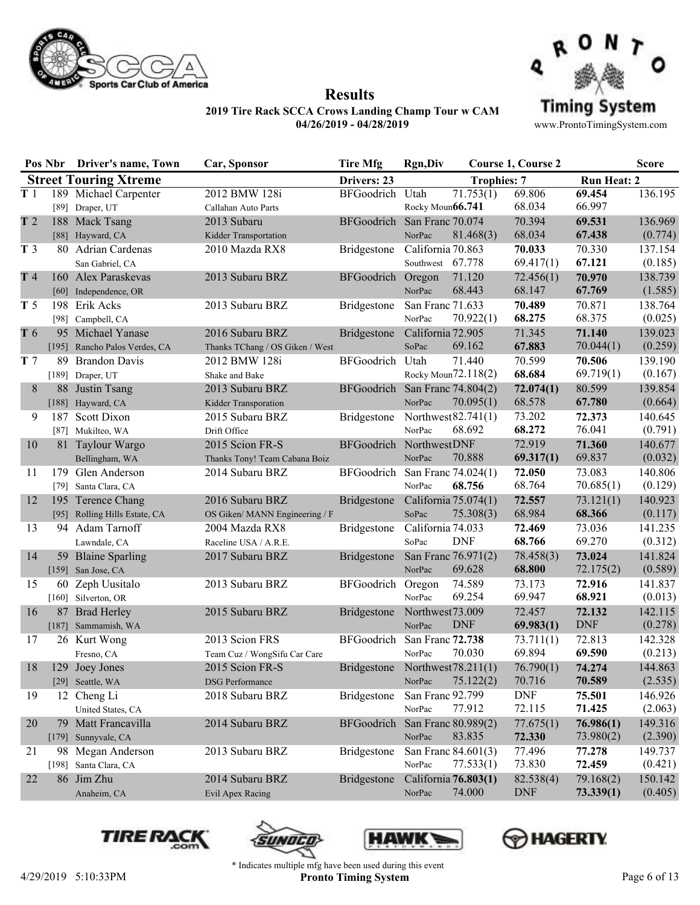# Results

**2019 Tire Rack SCCA Crows Landing Champ Tour w CAM**
**04/26/2019 - 04/28/2019**

www.ProntoTimingSystem.com

## Street Touring Xtreme

Drivers: 23 | Trophies: 7 | Run Heat: 2

| Pos | Nbr | Driver's name, Town | Car, Sponsor | Tire Mfg | Rgn,Div | Course 1, Course 2 | | | Score |
|---|---|---|---|---|---|---|---|---|---|
| T 1 | 189 [89] | Michael Carpenter<br>Draper, UT | 2012 BMW 128i<br>Callahan Auto Parts | BFGoodrich | Utah<br>Rocky Moun | 71.753(1)<br>**66.741** | 69.806<br>68.034 | **69.454**<br>66.997 | 136.195 |
| T 2 | 188 [88] | Mack Tsang<br>Hayward, CA | 2013 Subaru<br>Kidder Transportation | BFGoodrich | San Franc<br>NorPac | 70.074<br>81.468(3) | 70.394<br>68.034 | **69.531**<br>**67.438** | 136.969<br>(0.774) |
| T 3 | 80 | Adrian Cardenas<br>San Gabriel, CA | 2010 Mazda RX8 | Bridgestone | California<br>Southwest | 70.863<br>67.778 | **70.033**<br>69.417(1) | 70.330<br>**67.121** | 137.154<br>(0.185) |
| T 4 | 160 [60] | Alex Paraskevas<br>Independence, OR | 2013 Subaru BRZ | BFGoodrich | Oregon<br>NorPac | 71.120<br>68.443 | 72.456(1)<br>68.147 | **70.970**<br>**67.769** | 138.739<br>(1.585) |
| T 5 | 198 [98] | Erik Acks<br>Campbell, CA | 2013 Subaru BRZ | Bridgestone | San Franc<br>NorPac | 71.633<br>70.922(1) | **70.489**<br>**68.275** | 70.871<br>68.375 | 138.764<br>(0.025) |
| T 6 | 95 [195] | Michael Yanase<br>Rancho Palos Verdes, CA | 2016 Subaru BRZ<br>Thanks TChang / OS Giken / West | Bridgestone | California<br>SoPac | 72.905<br>69.162 | 71.345<br>**67.883** | **71.140**<br>70.044(1) | 139.023<br>(0.259) |
| T 7 | 89 [189] | Brandon Davis<br>Draper, UT | 2012 BMW 128i<br>Shake and Bake | BFGoodrich | Utah<br>Rocky Moun | 71.440<br>72.118(2) | 70.599<br>**68.684** | **70.506**<br>69.719(1) | 139.190<br>(0.167) |
| 8 | 88 [188] | Justin Tsang<br>Hayward, CA | 2013 Subaru BRZ<br>Kidder Transporation | BFGoodrich | San Franc<br>NorPac | 74.804(2)<br>70.095(1) | **72.074(1)**<br>68.578 | 80.599<br>**67.780** | 139.854<br>(0.664) |
| 9 | 187 [87] | Scott Dixon<br>Mukilteo, WA | 2015 Subaru BRZ<br>Drift Office | Bridgestone | Northwest<br>NorPac | 82.741(1)<br>68.692 | 73.202<br>**68.272** | **72.373**<br>76.041 | 140.645<br>(0.791) |
| 10 | 81 | Taylour Wargo<br>Bellingham, WA | 2015 Scion FR-S<br>Thanks Tony! Team Cabana Boiz | BFGoodrich | Northwest<br>NorPac | DNF<br>70.888 | 72.919<br>**69.317(1)** | **71.360**<br>69.837 | 140.677<br>(0.032) |
| 11 | 179 [79] | Glen Anderson<br>Santa Clara, CA | 2014 Subaru BRZ | BFGoodrich | San Franc<br>NorPac | 74.024(1)<br>**68.756** | **72.050**<br>68.764 | 73.083<br>70.685(1) | 140.806<br>(0.129) |
| 12 | 195 [95] | Terence Chang<br>Rolling Hills Estate, CA | 2016 Subaru BRZ<br>OS Giken/ MANN Engineering / F | Bridgestone | California<br>SoPac | 75.074(1)<br>75.308(3) | **72.557**<br>68.984 | 73.121(1)<br>**68.366** | 140.923<br>(0.117) |
| 13 | 94 | Adam Tarnoff<br>Lawndale, CA | 2004 Mazda RX8<br>Raceline USA / A.R.E. | Bridgestone | California<br>SoPac | 74.033<br>DNF | **72.469**<br>**68.766** | 73.036<br>69.270 | 141.235<br>(0.312) |
| 14 | 59 [159] | Blaine Sparling<br>San Jose, CA | 2017 Subaru BRZ | Bridgestone | San Franc<br>NorPac | 76.971(2)<br>69.628 | 78.458(3)<br>**68.800** | **73.024**<br>72.175(2) | 141.824<br>(0.589) |
| 15 | 60 [160] | Zeph Uusitalo<br>Silverton, OR | 2013 Subaru BRZ | BFGoodrich | Oregon<br>NorPac | 74.589<br>69.254 | 73.173<br>69.947 | **72.916**<br>**68.921** | 141.837<br>(0.013) |
| 16 | 87 [187] | Brad Herley<br>Sammamish, WA | 2015 Subaru BRZ | Bridgestone | Northwest<br>NorPac | 73.009<br>DNF | 72.457<br>**69.983(1)** | **72.132**<br>DNF | 142.115<br>(0.278) |
| 17 | 26 | Kurt Wong<br>Fresno, CA | 2013 Scion FRS<br>Team Cuz / WongSifu Car Care | BFGoodrich | San Franc<br>NorPac | **72.738**<br>70.030 | 73.711(1)<br>69.894 | 72.813<br>**69.590** | 142.328<br>(0.213) |
| 18 | 129 [29] | Joey Jones<br>Seattle, WA | 2015 Scion FR-S<br>DSG Performance | Bridgestone | Northwest<br>NorPac | 78.211(1)<br>75.122(2) | 76.790(1)<br>70.716 | **74.274**<br>**70.589** | 144.863<br>(2.535) |
| 19 | 12 | Cheng Li<br>United States, CA | 2018 Subaru BRZ | Bridgestone | San Franc<br>NorPac | 92.799<br>77.912 | DNF<br>72.115 | **75.501**<br>**71.425** | 146.926<br>(2.063) |
| 20 | 79 [179] | Matt Francavilla<br>Sunnyvale, CA | 2014 Subaru BRZ | BFGoodrich | San Franc<br>NorPac | 80.989(2)<br>83.835 | 77.675(1)<br>**72.330** | **76.986(1)**<br>73.980(2) | 149.316<br>(2.390) |
| 21 | 98 [198] | Megan Anderson<br>Santa Clara, CA | 2013 Subaru BRZ | Bridgestone | San Franc<br>NorPac | 84.601(3)<br>77.533(1) | 77.496<br>73.830 | **77.278**<br>**72.459** | 149.737<br>(0.421) |
| 22 | 86 | Jim Zhu<br>Anaheim, CA | 2014 Subaru BRZ<br>Evil Apex Racing | Bridgestone | California<br>NorPac | **76.803(1)**<br>74.000 | 82.538(4)<br>DNF | 79.168(2)<br>**73.339(1)** | 150.142<br>(0.405) |

\* Indicates multiple mfg have been used during this event

4/29/2019 5:10:33PM — Pronto Timing System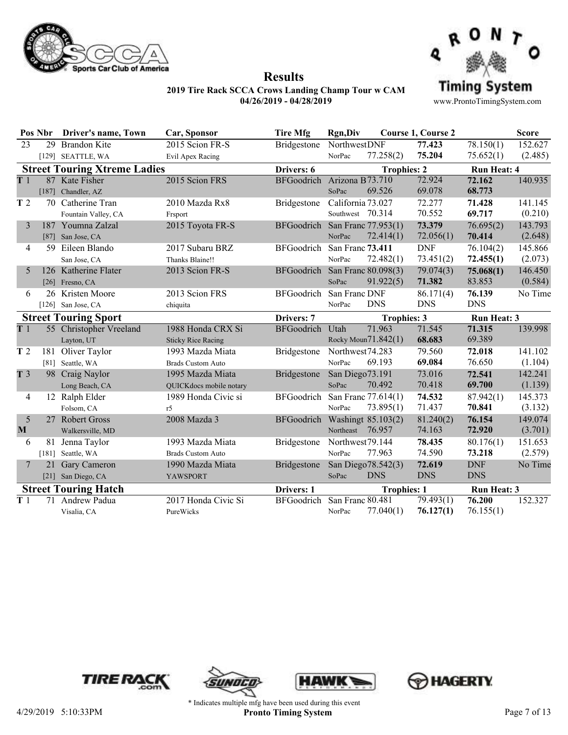# Results

**2019 Tire Rack SCCA Crows Landing Champ Tour w CAM**
**04/26/2019 - 04/28/2019**

| Pos | Nbr | Driver's name, Town | Car, Sponsor | Tire Mfg | Rgn,Div | Course 1, Course 2 | | | Score |
|---|---|---|---|---|---|---|---|---|---|
| 23 | 29 | Brandon Kite | 2015 Scion FR-S | Bridgestone | Northwest | DNF | **77.423** | 78.150(1) | 152.627 |
| | [129] | SEATTLE, WA | Evil Apex Racing | | NorPac | 77.258(2) | **75.204** | 75.652(1) | (2.485) |
| **Street Touring Xtreme Ladies** | | | | Drivers: 6 | | Trophies: 2 | | Run Heat: 4 | |
| T 1 | 87 | Kate Fisher | 2015 Scion FRS | BFGoodrich | Arizona B | 73.710 | 72.924 | **72.162** | 140.935 |
| | [187] | Chandler, AZ | | | SoPac | 69.526 | 69.078 | **68.773** | |
| T 2 | 70 | Catherine Tran | 2010 Mazda Rx8 | Bridgestone | California | 73.027 | 72.277 | **71.428** | 141.145 |
| | | Fountain Valley, CA | Frsport | | Southwest | 70.314 | 70.552 | **69.717** | (0.210) |
| 3 | 187 | Youmna Zalzal | 2015 Toyota FR-S | BFGoodrich | San Franc | 77.953(1) | **73.379** | 76.695(2) | 143.793 |
| | [87] | San Jose, CA | | | NorPac | 72.414(1) | 72.056(1) | **70.414** | (2.648) |
| 4 | 59 | Eileen Blando | 2017 Subaru BRZ | BFGoodrich | San Franc | **73.411** | DNF | 76.104(2) | 145.866 |
| | | San Jose, CA | Thanks Blaine!! | | NorPac | 72.482(1) | 73.451(2) | **72.455(1)** | (2.073) |
| 5 | 126 | Katherine Flater | 2013 Scion FR-S | BFGoodrich | San Franc | 80.098(3) | 79.074(3) | **75.068(1)** | 146.450 |
| | [26] | Fresno, CA | | | SoPac | 91.922(5) | **71.382** | 83.853 | (0.584) |
| 6 | 26 | Kristen Moore | 2013 Scion FRS | BFGoodrich | San Franc | DNF | 86.171(4) | **76.139** | No Time |
| | [126] | San Jose, CA | chiquita | | NorPac | DNS | DNS | DNS | |
| **Street Touring Sport** | | | | Drivers: 7 | | Trophies: 3 | | Run Heat: 3 | |
| T 1 | 55 | Christopher Vreeland | 1988 Honda CRX Si | BFGoodrich | Utah | 71.963 | 71.545 | **71.315** | 139.998 |
| | | Layton, UT | Sticky Rice Racing | | Rocky Moun | 71.842(1) | **68.683** | 69.389 | |
| T 2 | 181 | Oliver Taylor | 1993 Mazda Miata | Bridgestone | Northwest | 74.283 | 79.560 | **72.018** | 141.102 |
| | [81] | Seattle, WA | Brads Custom Auto | | NorPac | 69.193 | **69.084** | 76.650 | (1.104) |
| T 3 | 98 | Craig Naylor | 1995 Mazda Miata | Bridgestone | San Diego | 73.191 | 73.016 | **72.541** | 142.241 |
| | | Long Beach, CA | QUICKdocs mobile notary | | SoPac | 70.492 | 70.418 | **69.700** | (1.139) |
| 4 | 12 | Ralph Elder | 1989 Honda Civic si | BFGoodrich | San Franc | 77.614(1) | **74.532** | 87.942(1) | 145.373 |
| | | Folsom, CA | r5 | | NorPac | 73.895(1) | 71.437 | **70.841** | (3.132) |
| 5 M | 27 | Robert Gross | 2008 Mazda 3 | BFGoodrich | Washingt | 85.103(2) | 81.240(2) | **76.154** | 149.074 |
| | | Walkersville, MD | | | Northeast | 76.957 | 74.163 | **72.920** | (3.701) |
| 6 | 81 | Jenna Taylor | 1993 Mazda Miata | Bridgestone | Northwest | 79.144 | **78.435** | 80.176(1) | 151.653 |
| | [181] | Seattle, WA | Brads Custom Auto | | NorPac | 77.963 | 74.590 | **73.218** | (2.579) |
| 7 | 21 | Gary Cameron | 1990 Mazda Miata | Bridgestone | San Diego | 78.542(3) | **72.619** | DNF | No Time |
| | [21] | San Diego, CA | YAWSPORT | | SoPac | DNS | DNS | DNS | |
| **Street Touring Hatch** | | | | Drivers: 1 | | Trophies: 1 | | Run Heat: 3 | |
| T 1 | 71 | Andrew Padua | 2017 Honda Civic Si | BFGoodrich | San Franc | 80.481 | 79.493(1) | **76.200** | 152.327 |
| | | Visalia, CA | PureWicks | | NorPac | 77.040(1) | **76.127(1)** | 76.155(1) | |

\* Indicates multiple mfg have been used during this event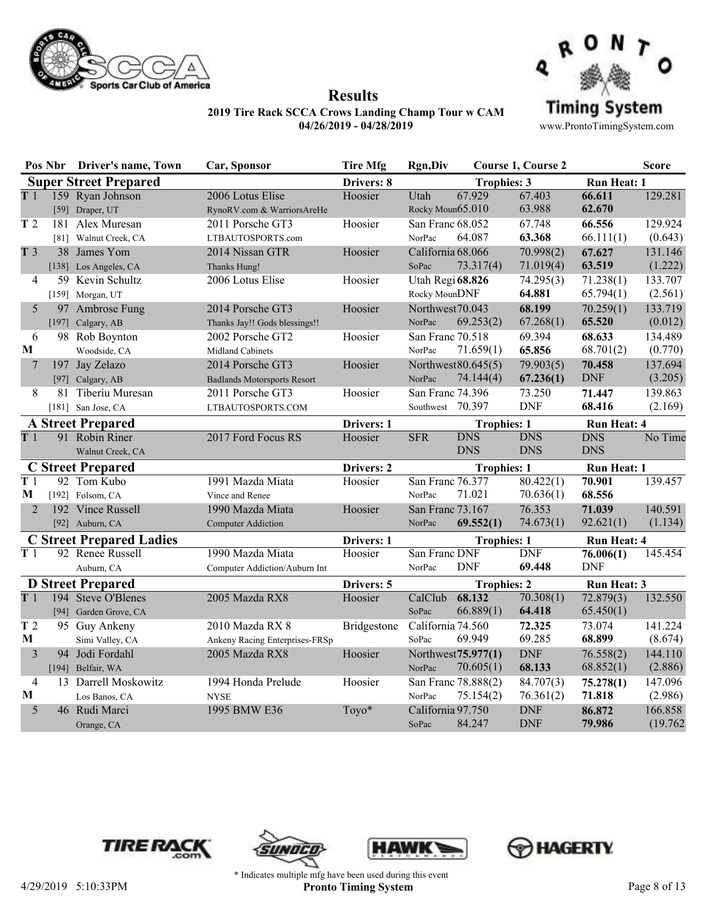# Results

**2019 Tire Rack SCCA Crows Landing Champ Tour w CAM**
**04/26/2019 - 04/28/2019**

www.ProntoTimingSystem.com

| Pos | Nbr | Driver's name, Town | Car, Sponsor | Tire Mfg | Rgn,Div | Course 1 | Course 2 | | Score |
|---|---|---|---|---|---|---|---|---|---|
| **Super Street Prepared** | | | | **Drivers: 8** | | **Trophies: 3** | | **Run Heat: 1** | |
| T 1 | 159 | Ryan Johnson | 2006 Lotus Elise | Hoosier | Utah | 67.929 | 67.403 | **66.611** | 129.281 |
| | [59] | Draper, UT | RynoRV.com & WarriorsAreHe | | Rocky Moun | 65.010 | 63.988 | **62.670** | |
| T 2 | 181 | Alex Muresan | 2011 Porsche GT3 | Hoosier | San Franc | 68.052 | 67.748 | **66.556** | 129.924 |
| | [81] | Walnut Creek, CA | LTBAUTOSPORTS.com | | NorPac | 64.087 | **63.368** | 66.111(1) | (0.643) |
| T 3 | 38 | James Yom | 2014 Nissan GTR | Hoosier | California | 68.066 | 70.998(2) | **67.627** | 131.146 |
| | [138] | Los Angeles, CA | Thanks Hung! | | SoPac | 73.317(4) | 71.019(4) | **63.519** | (1.222) |
| 4 | 59 | Kevin Schultz | 2006 Lotus Elise | Hoosier | Utah Regi | **68.826** | 74.295(3) | 71.238(1) | 133.707 |
| | [159] | Morgan, UT | | | Rocky Moun | DNF | **64.881** | 65.794(1) | (2.561) |
| 5 | 97 | Ambrose Fung | 2014 Porsche GT3 | Hoosier | Northwest | 70.043 | **68.199** | 70.259(1) | 133.719 |
| | [197] | Calgary, AB | Thanks Jay!! Gods blessings!! | | NorPac | 69.253(2) | 67.268(1) | **65.520** | (0.012) |
| 6 M | 98 | Rob Boynton | 2002 Porsche GT2 | Hoosier | San Franc | 70.518 | 69.394 | **68.633** | 134.489 |
| | | Woodside, CA | Midland Cabinets | | NorPac | 71.659(1) | **65.856** | 68.701(2) | (0.770) |
| 7 | 197 | Jay Zelazo | 2014 Porsche GT3 | Hoosier | Northwest | 80.645(5) | 79.903(5) | **70.458** | 137.694 |
| | [97] | Calgary, AB | Badlands Motorsports Resort | | NorPac | 74.144(4) | **67.236(1)** | DNF | (3.205) |
| 8 | 81 | Tiberiu Muresan | 2011 Porsche GT3 | Hoosier | San Franc | 74.396 | 73.250 | **71.447** | 139.863 |
| | [181] | San Jose, CA | LTBAUTOSPORTS.COM | | Southwest | 70.397 | DNF | **68.416** | (2.169) |
| **A Street Prepared** | | | | **Drivers: 1** | | **Trophies: 1** | | **Run Heat: 4** | |
| T 1 | 91 | Robin Riner | 2017 Ford Focus RS | Hoosier | SFR | DNS | DNS | DNS | No Time |
| | | Walnut Creek, CA | | | | DNS | DNS | DNS | |
| **C Street Prepared** | | | | **Drivers: 2** | | **Trophies: 1** | | **Run Heat: 1** | |
| T 1 M | 92 | Tom Kubo | 1991 Mazda Miata | Hoosier | San Franc | 76.377 | 80.422(1) | **70.901** | 139.457 |
| | [192] | Folsom, CA | Vince and Renee | | NorPac | 71.021 | 70.636(1) | **68.556** | |
| 2 | 192 | Vince Russell | 1990 Mazda Miata | Hoosier | San Franc | 73.167 | 76.353 | **71.039** | 140.591 |
| | [92] | Auburn, CA | Computer Addiction | | NorPac | **69.552(1)** | 74.673(1) | 92.621(1) | (1.134) |
| **C Street Prepared Ladies** | | | | **Drivers: 1** | | **Trophies: 1** | | **Run Heat: 4** | |
| T 1 | 92 | Renee Russell | 1990 Mazda Miata | Hoosier | San Franc | DNF | DNF | **76.006(1)** | 145.454 |
| | | Auburn, CA | Computer Addiction/Auburn Int | | NorPac | DNF | **69.448** | DNF | |
| **D Street Prepared** | | | | **Drivers: 5** | | **Trophies: 2** | | **Run Heat: 3** | |
| T 1 | 194 | Steve O'Blenes | 2005 Mazda RX8 | Hoosier | CalClub | **68.132** | 70.308(1) | 72.879(3) | 132.550 |
| | [94] | Garden Grove, CA | | | SoPac | 66.889(1) | **64.418** | 65.450(1) | |
| T 2 M | 95 | Guy Ankeny | 2010 Mazda RX 8 | Bridgestone | California | 74.560 | **72.325** | 73.074 | 141.224 |
| | | Simi Valley, CA | Ankeny Racing Enterprises-FRSp | | SoPac | 69.949 | 69.285 | **68.899** | (8.674) |
| 3 | 94 | Jodi Fordahl | 2005 Mazda RX8 | Hoosier | Northwest | **75.977(1)** | DNF | 76.558(2) | 144.110 |
| | [194] | Belfair, WA | | | NorPac | 70.605(1) | **68.133** | 68.852(1) | (2.886) |
| 4 M | 13 | Darrell Moskowitz | 1994 Honda Prelude | Hoosier | San Franc | 78.888(2) | 84.707(3) | **75.278(1)** | 147.096 |
| | | Los Banos, CA | NYSE | | NorPac | 75.154(2) | 76.361(2) | **71.818** | (2.986) |
| 5 | 46 | Rudi Marci | 1995 BMW E36 | Toyo* | California | 97.750 | DNF | **86.872** | 166.858 |
| | | Orange, CA | | | SoPac | 84.247 | DNF | **79.986** | (19.762) |

\* Indicates multiple mfg have been used during this event

4/29/2019 5:10:33PM **Pronto Timing System**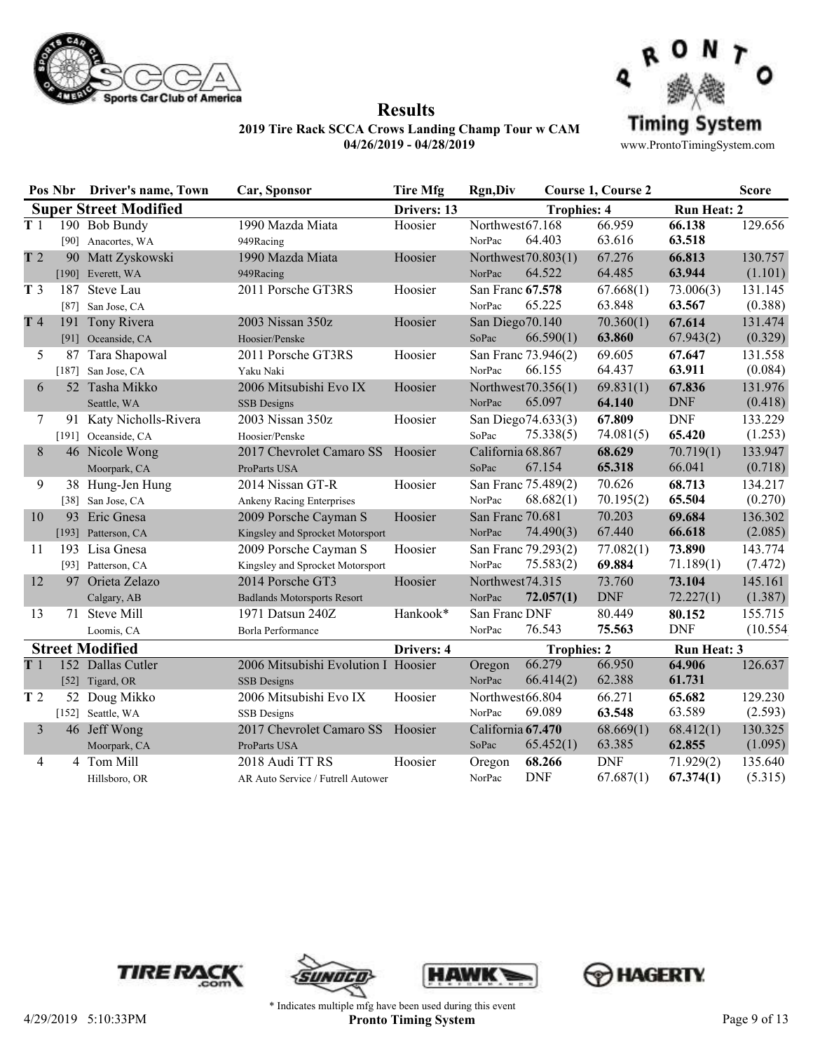# Results

**2019 Tire Rack SCCA Crows Landing Champ Tour w CAM**

**04/26/2019 - 04/28/2019**

www.ProntoTimingSystem.com

| Pos | Nbr | Driver's name, Town | Car, Sponsor | Tire Mfg | Rgn,Div | Course 1, Course 2 | | | Score |
|---|---|---|---|---|---|---|---|---|---|
| **Super Street Modified** | | | | **Drivers: 13** | | **Trophies: 4** | | **Run Heat: 2** | |
| T 1 | 190 | Bob Bundy | 1990 Mazda Miata | Hoosier | Northwest | 67.168 | 66.959 | **66.138** | 129.656 |
| | [90] | Anacortes, WA | 949Racing | | NorPac | 64.403 | 63.616 | **63.518** | |
| T 2 | 90 | Matt Zyskowski | 1990 Mazda Miata | Hoosier | Northwest | 70.803(1) | 67.276 | **66.813** | 130.757 |
| | [190] | Everett, WA | 949Racing | | NorPac | 64.522 | 64.485 | **63.944** | (1.101) |
| T 3 | 187 | Steve Lau | 2011 Porsche GT3RS | Hoosier | San Franc | **67.578** | 67.668(1) | 73.006(3) | 131.145 |
| | [87] | San Jose, CA | | | NorPac | 65.225 | 63.848 | **63.567** | (0.388) |
| T 4 | 191 | Tony Rivera | 2003 Nissan 350z | Hoosier | San Diego | 70.140 | 70.360(1) | **67.614** | 131.474 |
| | [91] | Oceanside, CA | Hoosier/Penske | | SoPac | 66.590(1) | **63.860** | 67.943(2) | (0.329) |
| 5 | 87 | Tara Shapowal | 2011 Porsche GT3RS | Hoosier | San Franc | 73.946(2) | 69.605 | **67.647** | 131.558 |
| | [187] | San Jose, CA | Yaku Naki | | NorPac | 66.155 | 64.437 | **63.911** | (0.084) |
| 6 | 52 | Tasha Mikko | 2006 Mitsubishi Evo IX | Hoosier | Northwest | 70.356(1) | 69.831(1) | **67.836** | 131.976 |
| | | Seattle, WA | SSB Designs | | NorPac | 65.097 | **64.140** | DNF | (0.418) |
| 7 | 91 | Katy Nicholls-Rivera | 2003 Nissan 350z | Hoosier | San Diego | 74.633(3) | **67.809** | DNF | 133.229 |
| | [191] | Oceanside, CA | Hoosier/Penske | | SoPac | 75.338(5) | 74.081(5) | **65.420** | (1.253) |
| 8 | 46 | Nicole Wong | 2017 Chevrolet Camaro SS | Hoosier | California | 68.867 | **68.629** | 70.719(1) | 133.947 |
| | | Moorpark, CA | ProParts USA | | SoPac | 67.154 | **65.318** | 66.041 | (0.718) |
| 9 | 38 | Hung-Jen Hung | 2014 Nissan GT-R | Hoosier | San Franc | 75.489(2) | 70.626 | **68.713** | 134.217 |
| | [38] | San Jose, CA | Ankeny Racing Enterprises | | NorPac | 68.682(1) | 70.195(2) | **65.504** | (0.270) |
| 10 | 93 | Eric Gnesa | 2009 Porsche Cayman S | Hoosier | San Franc | 70.681 | 70.203 | **69.684** | 136.302 |
| | [193] | Patterson, CA | Kingsley and Sprocket Motorsport | | NorPac | 74.490(3) | 67.440 | **66.618** | (2.085) |
| 11 | 193 | Lisa Gnesa | 2009 Porsche Cayman S | Hoosier | San Franc | 79.293(2) | 77.082(1) | **73.890** | 143.774 |
| | [93] | Patterson, CA | Kingsley and Sprocket Motorsport | | NorPac | 75.583(2) | **69.884** | 71.189(1) | (7.472) |
| 12 | 97 | Orieta Zelazo | 2014 Porsche GT3 | Hoosier | Northwest | 74.315 | 73.760 | **73.104** | 145.161 |
| | | Calgary, AB | Badlands Motorsports Resort | | NorPac | **72.057(1)** | DNF | 72.227(1) | (1.387) |
| 13 | 71 | Steve Mill | 1971 Datsun 240Z | Hankook* | San Franc | DNF | 80.449 | **80.152** | 155.715 |
| | | Loomis, CA | Borla Performance | | NorPac | 76.543 | **75.563** | DNF | (10.554 |
| **Street Modified** | | | | **Drivers: 4** | | **Trophies: 2** | | **Run Heat: 3** | |
| T 1 | 152 | Dallas Cutler | 2006 Mitsubishi Evolution I | Hoosier | Oregon | 66.279 | 66.950 | **64.906** | 126.637 |
| | [52] | Tigard, OR | SSB Designs | | NorPac | 66.414(2) | 62.388 | **61.731** | |
| T 2 | 52 | Doug Mikko | 2006 Mitsubishi Evo IX | Hoosier | Northwest | 66.804 | 66.271 | **65.682** | 129.230 |
| | [152] | Seattle, WA | SSB Designs | | NorPac | 69.089 | **63.548** | 63.589 | (2.593) |
| 3 | 46 | Jeff Wong | 2017 Chevrolet Camaro SS | Hoosier | California | **67.470** | 68.669(1) | 68.412(1) | 130.325 |
| | | Moorpark, CA | ProParts USA | | SoPac | 65.452(1) | 63.385 | **62.855** | (1.095) |
| 4 | 4 | Tom Mill | 2018 Audi TT RS | Hoosier | Oregon | **68.266** | DNF | 71.929(2) | 135.640 |
| | | Hillsboro, OR | AR Auto Service / Futrell Autower | | NorPac | DNF | 67.687(1) | **67.374(1)** | (5.315) |

\* Indicates multiple mfg have been used during this event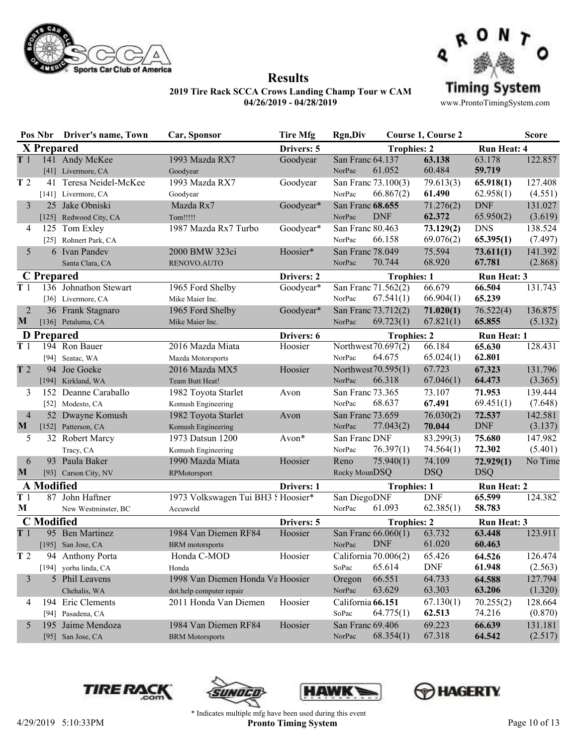# Results

**2019 Tire Rack SCCA Crows Landing Champ Tour w CAM**
**04/26/2019 - 04/28/2019**

www.ProntoTimingSystem.com

| Pos | Nbr | Driver's name, Town | Car, Sponsor | Tire Mfg | Rgn,Div | Course 1 | Course 2 | | Score |
|---|---|---|---|---|---|---|---|---|---|
| **X Prepared** | | | | **Drivers: 5** | **Trophies: 2** | | | **Run Heat: 4** | |
| T 1 | 141 | Andy McKee | 1993 Mazda RX7 | Goodyear | San Franc | 64.137 | **63.138** | 63.178 | 122.857 |
| | [41] | Livermore, CA | Goodyear | | NorPac | 61.052 | 60.484 | **59.719** | |
| T 2 | 41 | Teresa Neidel-McKee | 1993 Mazda RX7 | Goodyear | San Franc | 73.100(3) | 79.613(3) | **65.918(1)** | 127.408 |
| | [141] | Livermore, CA | Goodyear | | NorPac | 66.867(2) | **61.490** | 62.958(1) | (4.551) |
| 3 | 25 | Jake Obniski | Mazda Rx7 | Goodyear* | San Franc | **68.655** | 71.276(2) | DNF | 131.027 |
| | [125] | Redwood City, CA | Tom!!!!! | | NorPac | DNF | **62.372** | 65.950(2) | (3.619) |
| 4 | 125 | Tom Exley | 1987 Mazda Rx7 Turbo | Goodyear* | San Franc | 80.463 | **73.129(2)** | DNS | 138.524 |
| | [25] | Rohnert Park, CA | | | NorPac | 66.158 | 69.076(2) | **65.395(1)** | (7.497) |
| 5 | 6 | Ivan Pandev | 2000 BMW 323ci | Hoosier* | San Franc | 78.049 | 75.594 | **73.611(1)** | 141.392 |
| | | Santa Clara, CA | RENOVO.AUTO | | NorPac | 70.744 | 68.920 | **67.781** | (2.868) |
| **C Prepared** | | | | **Drivers: 2** | **Trophies: 1** | | | **Run Heat: 3** | |
| T 1 | 136 | Johnathon Stewart | 1965 Ford Shelby | Goodyear* | San Franc | 71.562(2) | 66.679 | **66.504** | 131.743 |
| | [36] | Livermore, CA | Mike Maier Inc. | | NorPac | 67.541(1) | 66.904(1) | **65.239** | |
| 2 M | 36 | Frank Stagnaro | 1965 Ford Shelby | Goodyear* | San Franc | 73.712(2) | **71.020(1)** | 76.522(4) | 136.875 |
| | [136] | Petaluma, CA | Mike Maier Inc. | | NorPac | 69.723(1) | 67.821(1) | **65.855** | (5.132) |
| **D Prepared** | | | | **Drivers: 6** | **Trophies: 2** | | | **Run Heat: 1** | |
| T 1 | 194 | Ron Bauer | 2016 Mazda Miata | Hoosier | Northwest | 70.697(2) | 66.184 | **65.630** | 128.431 |
| | [94] | Seatac, WA | Mazda Motorsports | | NorPac | 64.675 | 65.024(1) | **62.801** | |
| T 2 | 94 | Joe Goeke | 2016 Mazda MX5 | Hoosier | Northwest | 70.595(1) | 67.723 | **67.323** | 131.796 |
| | [194] | Kirkland, WA | Team Butt Heat! | | NorPac | 66.318 | 67.046(1) | **64.473** | (3.365) |
| 3 | 152 | Deanne Caraballo | 1982 Toyota Starlet | Avon | San Franc | 73.365 | 73.107 | **71.953** | 139.444 |
| | [52] | Modesto, CA | Komush Engineering | | NorPac | 68.637 | **67.491** | 69.451(1) | (7.648) |
| 4 M | 52 | Dwayne Komush | 1982 Toyota Starlet | Avon | San Franc | 73.659 | 76.030(2) | **72.537** | 142.581 |
| | [152] | Patterson, CA | Komush Engineering | | NorPac | 77.043(2) | **70.044** | DNF | (3.137) |
| 5 | 32 | Robert Marcy | 1973 Datsun 1200 | Avon* | San Franc | DNF | 83.299(3) | **75.680** | 147.982 |
| | | Tracy, CA | Komush Engineering | | NorPac | 76.397(1) | 74.564(1) | **72.302** | (5.401) |
| 6 M | 93 | Paula Baker | 1990 Mazda Miata | Hoosier | Reno | 75.940(1) | 74.109 | **72.929(1)** | No Time |
| | [93] | Carson City, NV | RPMotorsport | | Rocky Moun | DSQ | DSQ | DSQ | |
| **A Modified** | | | | **Drivers: 1** | **Trophies: 1** | | | **Run Heat: 2** | |
| T 1 M | 87 | John Haftner | 1973 Volkswagen Tui BH3 S | Hoosier* | San Diego | DNF | DNF | **65.599** | 124.382 |
| | | New Westminster, BC | Accuweld | | NorPac | 61.093 | 62.385(1) | **58.783** | |
| **C Modified** | | | | **Drivers: 5** | **Trophies: 2** | | | **Run Heat: 3** | |
| T 1 | 95 | Ben Martinez | 1984 Van Diemen RF84 | Hoosier | San Franc | 66.060(1) | 63.732 | **63.448** | 123.911 |
| | [195] | San Jose, CA | BRM motorsports | | NorPac | DNF | 61.020 | **60.463** | |
| T 2 | 94 | Anthony Porta | Honda C-MOD | Hoosier | California | 70.006(2) | 65.426 | **64.526** | 126.474 |
| | [194] | yorba linda, CA | Honda | | SoPac | 65.614 | DNF | **61.948** | (2.563) |
| 3 | 5 | Phil Leavens | 1998 Van Diemen Honda Va | Hoosier | Oregon | 66.551 | 64.733 | **64.588** | 127.794 |
| | | Chehalis, WA | dot.help computer repair | | NorPac | 63.629 | 63.303 | **63.206** | (1.320) |
| 4 | 194 | Eric Clements | 2011 Honda Van Diemen | Hoosier | California | **66.151** | 67.130(1) | 70.255(2) | 128.664 |
| | [94] | Pasadena, CA | | | SoPac | 64.775(1) | **62.513** | 74.216 | (0.870) |
| 5 | 195 | Jaime Mendoza | 1984 Van Diemen RF84 | Hoosier | San Franc | 69.406 | 69.223 | **66.639** | 131.181 |
| | [95] | San Jose, CA | BRM Motorsports | | NorPac | 68.354(1) | 67.318 | **64.542** | (2.517) |

\* Indicates multiple mfg have been used during this event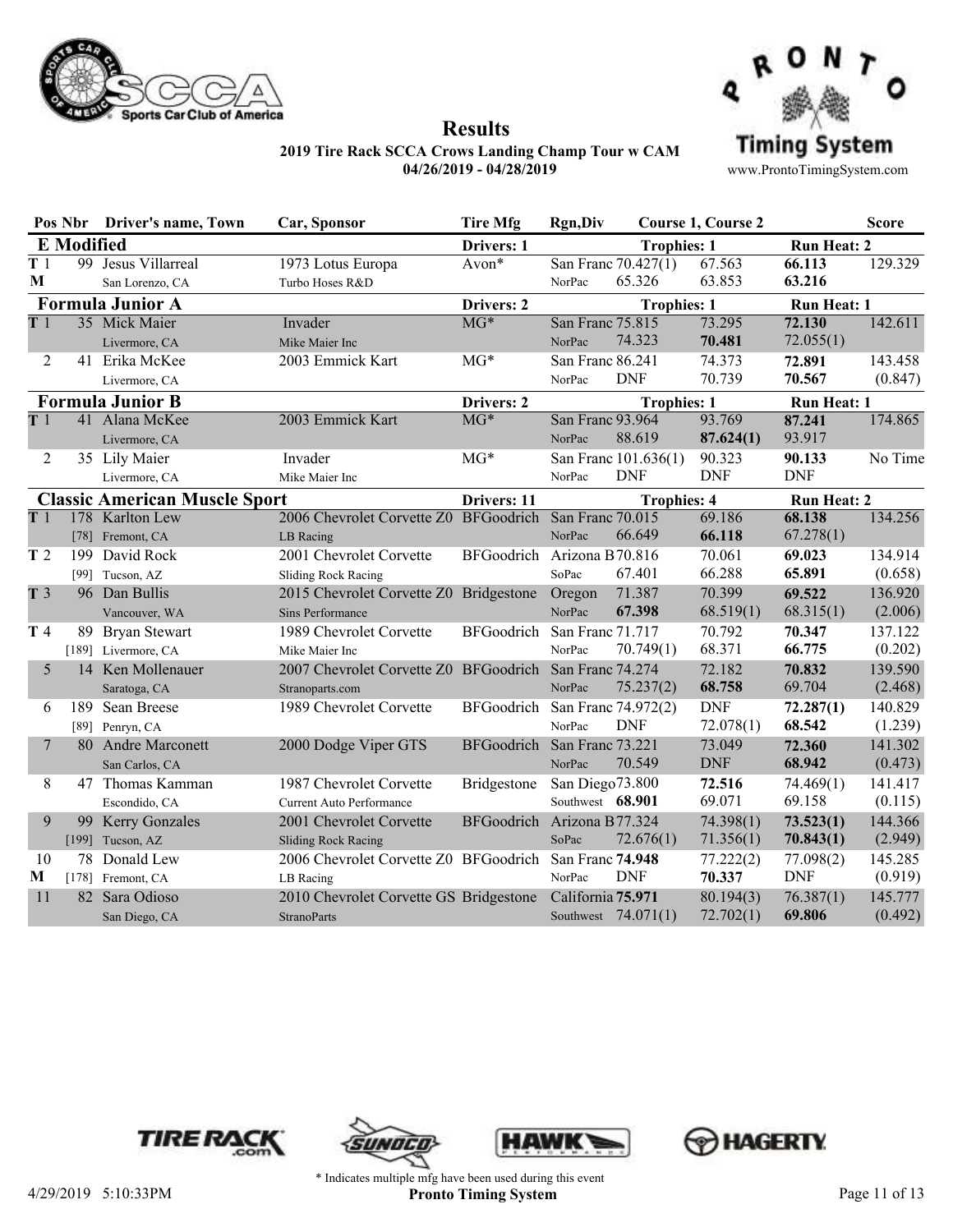# Results

**2019 Tire Rack SCCA Crows Landing Champ Tour w CAM**
**04/26/2019 - 04/28/2019**

www.ProntoTimingSystem.com

| Pos | Nbr | Driver's name, Town | Car, Sponsor | Tire Mfg | Rgn,Div | Course 1 | Course 2 | | Score |
|---|---|---|---|---|---|---|---|---|---|
| **E Modified** | | | | **Drivers: 1** | | **Trophies: 1** | | **Run Heat: 2** | |
| T 1 M | 99 | Jesus Villarreal, San Lorenzo, CA | 1973 Lotus Europa, Turbo Hoses R&D | Avon* | San Franc, NorPac | 70.427(1) / 65.326 | 67.563 / 63.853 | **66.113** / **63.216** | 129.329 |
| **Formula Junior A** | | | | **Drivers: 2** | | **Trophies: 1** | | **Run Heat: 1** | |
| T 1 | 35 | Mick Maier, Livermore, CA | Invader, Mike Maier Inc | MG* | San Franc, NorPac | 75.815 / 74.323 | 73.295 / **70.481** | **72.130** / 72.055(1) | 142.611 |
| 2 | 41 | Erika McKee, Livermore, CA | 2003 Emmick Kart | MG* | San Franc, NorPac | 86.241 / DNF | 74.373 / 70.739 | **72.891** / **70.567** | 143.458 (0.847) |
| **Formula Junior B** | | | | **Drivers: 2** | | **Trophies: 1** | | **Run Heat: 1** | |
| T 1 | 41 | Alana McKee, Livermore, CA | 2003 Emmick Kart | MG* | San Franc, NorPac | 93.964 / 88.619 | 93.769 / **87.624(1)** | **87.241** / 93.917 | 174.865 |
| 2 | 35 | Lily Maier, Livermore, CA | Invader, Mike Maier Inc | MG* | San Franc, NorPac | 101.636(1) / DNF | 90.323 / DNF | **90.133** / DNF | No Time |
| **Classic American Muscle Sport** | | | | **Drivers: 11** | | **Trophies: 4** | | **Run Heat: 2** | |
| T 1 | 178 [78] | Karlton Lew, Fremont, CA | 2006 Chevrolet Corvette Z0, LB Racing | BFGoodrich | San Franc, NorPac | 70.015 / 66.649 | 69.186 / **66.118** | **68.138** / 67.278(1) | 134.256 |
| T 2 | 199 [99] | David Rock, Tucson, AZ | 2001 Chevrolet Corvette, Sliding Rock Racing | BFGoodrich | Arizona B, SoPac | 70.816 / 67.401 | 70.061 / 66.288 | **69.023** / **65.891** | 134.914 (0.658) |
| T 3 | 96 | Dan Bullis, Vancouver, WA | 2015 Chevrolet Corvette Z0, Sins Performance | Bridgestone | Oregon, NorPac | 71.387 / **67.398** | 70.399 / 68.519(1) | **69.522** / 68.315(1) | 136.920 (2.006) |
| T 4 | 89 [189] | Bryan Stewart, Livermore, CA | 1989 Chevrolet Corvette, Mike Maier Inc | BFGoodrich | San Franc, NorPac | 71.717 / 70.749(1) | 70.792 / 68.371 | **70.347** / **66.775** | 137.122 (0.202) |
| 5 | 14 | Ken Mollenauer, Saratoga, CA | 2007 Chevrolet Corvette Z0, Stranoparts.com | BFGoodrich | San Franc, NorPac | 74.274 / 75.237(2) | 72.182 / **68.758** | **70.832** / 69.704 | 139.590 (2.468) |
| 6 | 189 [89] | Sean Breese, Penryn, CA | 1989 Chevrolet Corvette | BFGoodrich | San Franc, NorPac | 74.972(2) / DNF | DNF / 72.078(1) | **72.287(1)** / **68.542** | 140.829 (1.239) |
| 7 | 80 | Andre Marconett, San Carlos, CA | 2000 Dodge Viper GTS | BFGoodrich | San Franc, NorPac | 73.221 / 70.549 | 73.049 / DNF | **72.360** / **68.942** | 141.302 (0.473) |
| 8 | 47 | Thomas Kamman, Escondido, CA | 1987 Chevrolet Corvette, Current Auto Performance | Bridgestone | San Diego, Southwest | 73.800 / **68.901** | **72.516** / 69.071 | 74.469(1) / 69.158 | 141.417 (0.115) |
| 9 | 99 [199] | Kerry Gonzales, Tucson, AZ | 2001 Chevrolet Corvette, Sliding Rock Racing | BFGoodrich | Arizona B, SoPac | 77.324 / 72.676(1) | 74.398(1) / 71.356(1) | **73.523(1)** / **70.843(1)** | 144.366 (2.949) |
| 10 M | 78 [178] | Donald Lew, Fremont, CA | 2006 Chevrolet Corvette Z0, LB Racing | BFGoodrich | San Franc, NorPac | **74.948** / DNF | 77.222(2) / **70.337** | 77.098(2) / DNF | 145.285 (0.919) |
| 11 | 82 | Sara Odioso, San Diego, CA | 2010 Chevrolet Corvette GS, StranoParts | Bridgestone | California, Southwest | **75.971** / 74.071(1) | 80.194(3) / 72.702(1) | 76.387(1) / **69.806** | 145.777 (0.492) |

\* Indicates multiple mfg have been used during this event

4/29/2019 5:10:33PM — Pronto Timing System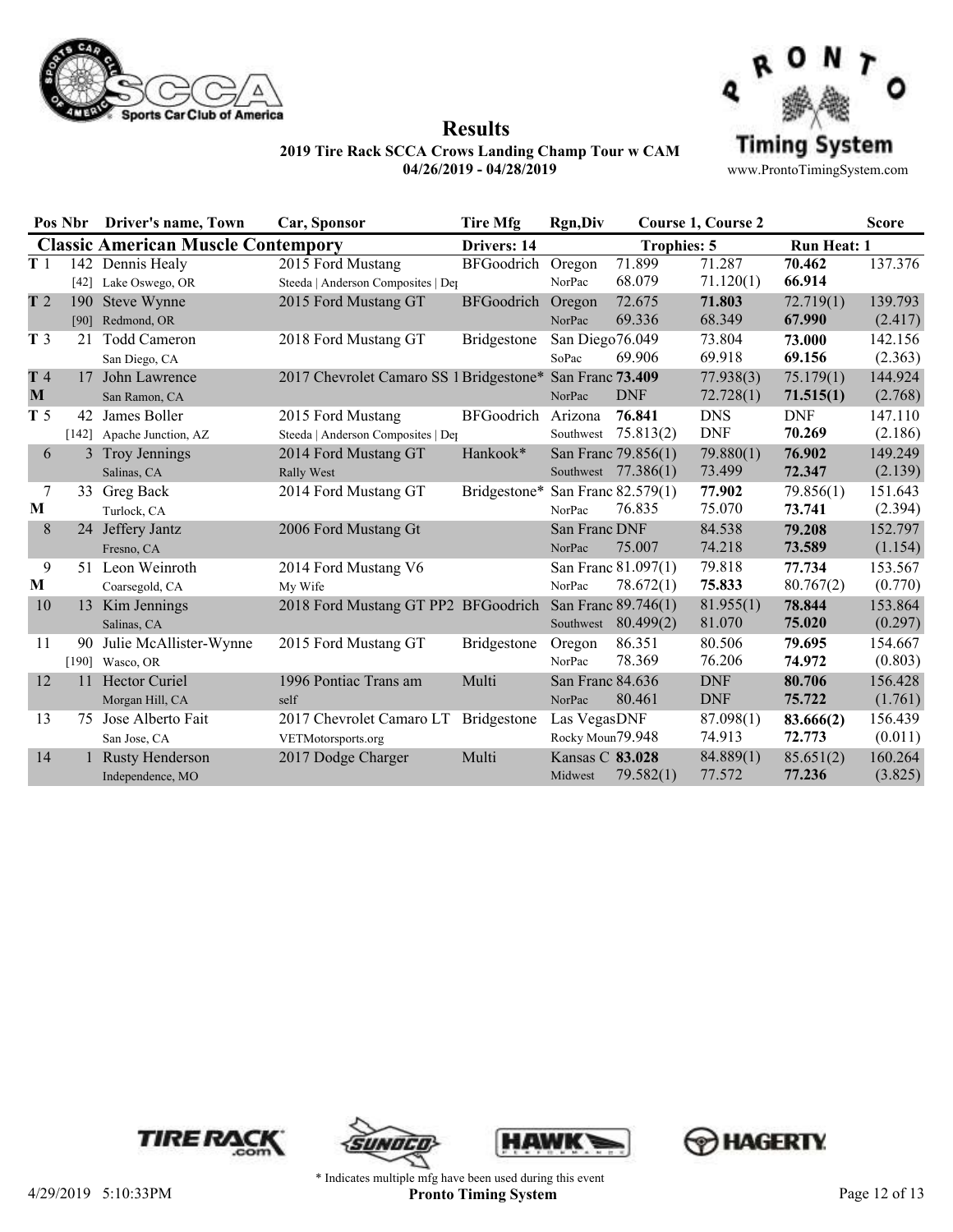# Results

**2019 Tire Rack SCCA Crows Landing Champ Tour w CAM**
**04/26/2019 - 04/28/2019**

www.ProntoTimingSystem.com

| Pos | Nbr | Driver's name, Town | Car, Sponsor | Tire Mfg | Rgn,Div | Course 1 | Course 2 | | Score |
|---|---|---|---|---|---|---|---|---|---|
| **Classic American Muscle Contempory** | | | | Drivers: 14 | | Trophies: 5 | | Run Heat: 1 | |
| T 1 | 142 | Dennis Healy | 2015 Ford Mustang | BFGoodrich | Oregon | 71.899 | 71.287 | **70.462** | 137.376 |
| | [42] | Lake Oswego, OR | Steeda \| Anderson Composites \| Dep | | NorPac | 68.079 | 71.120(1) | **66.914** | |
| T 2 | 190 | Steve Wynne | 2015 Ford Mustang GT | BFGoodrich | Oregon | 72.675 | **71.803** | 72.719(1) | 139.793 |
| | [90] | Redmond, OR | | | NorPac | 69.336 | 68.349 | **67.990** | (2.417) |
| T 3 | 21 | Todd Cameron | 2018 Ford Mustang GT | Bridgestone | San Diego | 76.049 | 73.804 | **73.000** | 142.156 |
| | | San Diego, CA | | | SoPac | 69.906 | 69.918 | **69.156** | (2.363) |
| T 4 M | 17 | John Lawrence | 2017 Chevrolet Camaro SS 1 | Bridgestone* | San Franc | **73.409** | 77.938(3) | 75.179(1) | 144.924 |
| | | San Ramon, CA | | | NorPac | DNF | 72.728(1) | **71.515(1)** | (2.768) |
| T 5 | 42 | James Boller | 2015 Ford Mustang | BFGoodrich | Arizona | **76.841** | DNS | DNF | 147.110 |
| | [142] | Apache Junction, AZ | Steeda \| Anderson Composites \| Dep | | Southwest | 75.813(2) | DNF | **70.269** | (2.186) |
| 6 | 3 | Troy Jennings | 2014 Ford Mustang GT | Hankook* | San Franc | 79.856(1) | 79.880(1) | **76.902** | 149.249 |
| | | Salinas, CA | Rally West | | Southwest | 77.386(1) | 73.499 | **72.347** | (2.139) |
| 7 M | 33 | Greg Back | 2014 Ford Mustang GT | Bridgestone* | San Franc | 82.579(1) | **77.902** | 79.856(1) | 151.643 |
| | | Turlock, CA | | | NorPac | 76.835 | 75.070 | **73.741** | (2.394) |
| 8 | 24 | Jeffery Jantz | 2006 Ford Mustang Gt | | San Franc | DNF | 84.538 | **79.208** | 152.797 |
| | | Fresno, CA | | | NorPac | 75.007 | 74.218 | **73.589** | (1.154) |
| 9 M | 51 | Leon Weinroth | 2014 Ford Mustang V6 | | San Franc | 81.097(1) | 79.818 | **77.734** | 153.567 |
| | | Coarsegold, CA | My Wife | | NorPac | 78.672(1) | **75.833** | 80.767(2) | (0.770) |
| 10 | 13 | Kim Jennings | 2018 Ford Mustang GT PP2 | BFGoodrich | San Franc | 89.746(1) | 81.955(1) | **78.844** | 153.864 |
| | | Salinas, CA | | | Southwest | 80.499(2) | 81.070 | **75.020** | (0.297) |
| 11 | 90 | Julie McAllister-Wynne | 2015 Ford Mustang GT | Bridgestone | Oregon | 86.351 | 80.506 | **79.695** | 154.667 |
| | [190] | Wasco, OR | | | NorPac | 78.369 | 76.206 | **74.972** | (0.803) |
| 12 | 11 | Hector Curiel | 1996 Pontiac Trans am | Multi | San Franc | 84.636 | DNF | **80.706** | 156.428 |
| | | Morgan Hill, CA | self | | NorPac | 80.461 | DNF | **75.722** | (1.761) |
| 13 | 75 | Jose Alberto Fait | 2017 Chevrolet Camaro LT | Bridgestone | Las Vegas | DNF | 87.098(1) | **83.666(2)** | 156.439 |
| | | San Jose, CA | VETMotorsports.org | | Rocky Moun | 79.948 | 74.913 | **72.773** | (0.011) |
| 14 | 1 | Rusty Henderson | 2017 Dodge Charger | Multi | Kansas C | **83.028** | 84.889(1) | 85.651(2) | 160.264 |
| | | Independence, MO | | | Midwest | 79.582(1) | 77.572 | **77.236** | (3.825) |

\* Indicates multiple mfg have been used during this event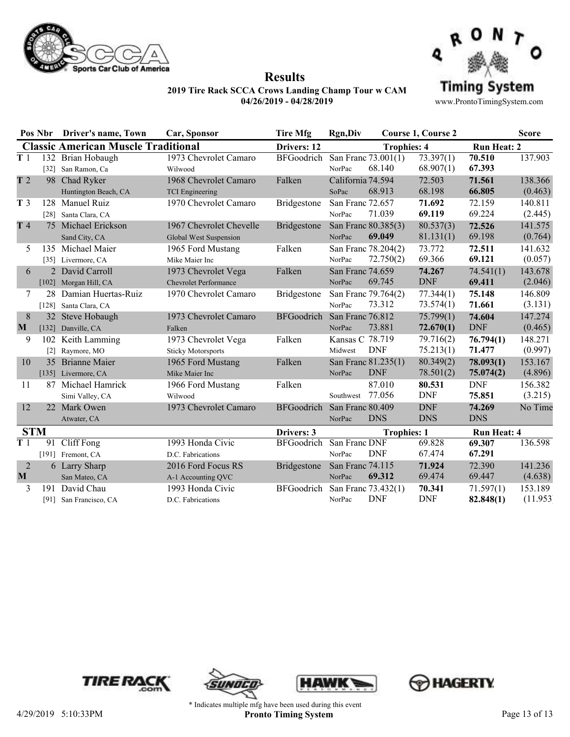# Results

**2019 Tire Rack SCCA Crows Landing Champ Tour w CAM**
**04/26/2019 - 04/28/2019**

| Pos | Nbr | Driver's name, Town | Car, Sponsor | Tire Mfg | Rgn,Div | Course 1 | Course 2 | | Score |
|---|---|---|---|---|---|---|---|---|---|
| **Classic American Muscle Traditional** | | | | Drivers: 12 | | Trophies: 4 | | Run Heat: 2 | |
| T 1 | 132 | Brian Hobaugh | 1973 Chevrolet Camaro | BFGoodrich | San Franc | 73.001(1) | 73.397(1) | **70.510** | 137.903 |
| | [32] | San Ramon, Ca | Wilwood | | NorPac | 68.140 | 68.907(1) | **67.393** | |
| T 2 | 98 | Chad Ryker | 1968 Chevrolet Camaro | Falken | California | 74.594 | 72.503 | **71.561** | 138.366 |
| | | Huntington Beach, CA | TCI Engineering | | SoPac | 68.913 | 68.198 | **66.805** | (0.463) |
| T 3 | 128 | Manuel Ruiz | 1970 Chevrolet Camaro | Bridgestone | San Franc | 72.657 | **71.692** | 72.159 | 140.811 |
| | [28] | Santa Clara, CA | | | NorPac | 71.039 | **69.119** | 69.224 | (2.445) |
| T 4 | 75 | Michael Erickson | 1967 Chevrolet Chevelle | Bridgestone | San Franc | 80.385(3) | 80.537(3) | **72.526** | 141.575 |
| | | Sand City, CA | Global West Suspension | | NorPac | **69.049** | 81.131(1) | 69.198 | (0.764) |
| 5 | 135 | Michael Maier | 1965 Ford Mustang | Falken | San Franc | 78.204(2) | 73.772 | **72.511** | 141.632 |
| | [35] | Livermore, CA | Mike Maier Inc | | NorPac | 72.750(2) | 69.366 | **69.121** | (0.057) |
| 6 | 2 | David Carroll | 1973 Chevrolet Vega | Falken | San Franc | 74.659 | **74.267** | 74.541(1) | 143.678 |
| | [102] | Morgan Hill, CA | Chevrolet Performance | | NorPac | 69.745 | DNF | **69.411** | (2.046) |
| 7 | 28 | Damian Huertas-Ruiz | 1970 Chevrolet Camaro | Bridgestone | San Franc | 79.764(2) | 77.344(1) | **75.148** | 146.809 |
| | [128] | Santa Clara, CA | | | NorPac | 73.312 | 73.574(1) | **71.661** | (3.131) |
| 8 M | 32 | Steve Hobaugh | 1973 Chevrolet Camaro | BFGoodrich | San Franc | 76.812 | 75.799(1) | **74.604** | 147.274 |
| | [132] | Danville, CA | Falken | | NorPac | 73.881 | **72.670(1)** | DNF | (0.465) |
| 9 | 102 | Keith Lamming | 1973 Chevrolet Vega | Falken | Kansas C | 78.719 | 79.716(2) | **76.794(1)** | 148.271 |
| | [2] | Raymore, MO | Sticky Motorsports | | Midwest | DNF | 75.213(1) | **71.477** | (0.997) |
| 10 | 35 | Brianne Maier | 1965 Ford Mustang | Falken | San Franc | 81.235(1) | 80.349(2) | **78.093(1)** | 153.167 |
| | [135] | Livermore, CA | Mike Maier Inc | | NorPac | DNF | 78.501(2) | **75.074(2)** | (4.896) |
| 11 | 87 | Michael Hamrick | 1966 Ford Mustang | Falken | | 87.010 | **80.531** | DNF | 156.382 |
| | | Simi Valley, CA | Wilwood | | Southwest | 77.056 | DNF | **75.851** | (3.215) |
| 12 | 22 | Mark Owen | 1973 Chevrolet Camaro | BFGoodrich | San Franc | 80.409 | DNF | **74.269** | No Time |
| | | Atwater, CA | | | NorPac | DNS | DNS | DNS | |
| **STM** | | | | Drivers: 3 | | Trophies: 1 | | Run Heat: 4 | |
| T 1 | 91 | Cliff Fong | 1993 Honda Civic | BFGoodrich | San Franc | DNF | 69.828 | **69.307** | 136.598 |
| | [191] | Fremont, CA | D.C. Fabrications | | NorPac | DNF | 67.474 | **67.291** | |
| 2 M | 6 | Larry Sharp | 2016 Ford Focus RS | Bridgestone | San Franc | 74.115 | **71.924** | 72.390 | 141.236 |
| | | San Mateo, CA | A-1 Accounting QVC | | NorPac | **69.312** | 69.474 | 69.447 | (4.638) |
| 3 | 191 | David Chau | 1993 Honda Civic | BFGoodrich | San Franc | 73.432(1) | **70.341** | 71.597(1) | 153.189 |
| | [91] | San Francisco, CA | D.C. Fabrications | | NorPac | DNF | DNF | **82.848(1)** | (11.953 |

\* Indicates multiple mfg have been used during this event

4/29/2019 5:10:33PM